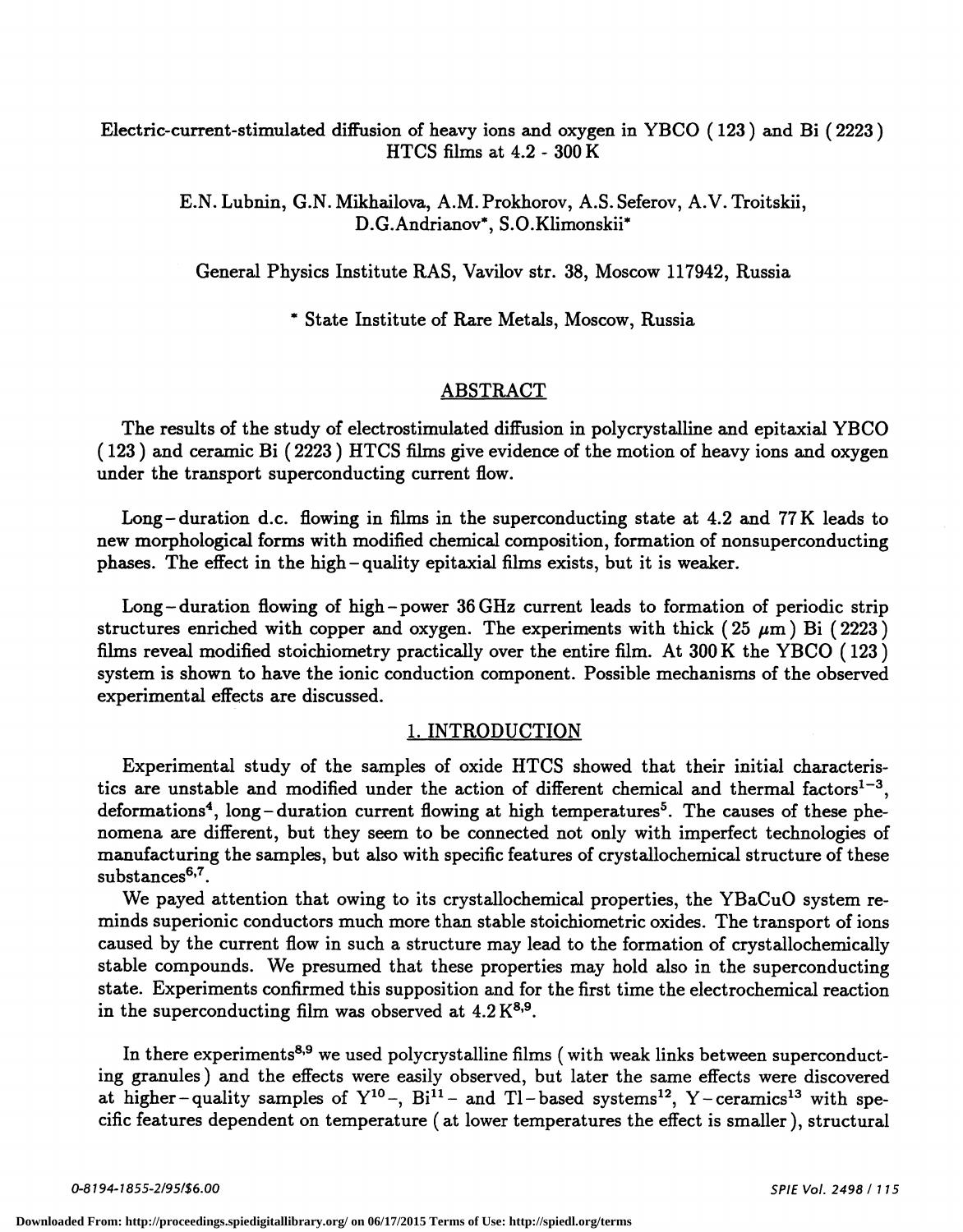# Electric-current-stimulated diffusion of heavy ions and oxygen in YBCO (123) and Bi (2223) HTCS films at 4.2 - 300 K

E.N. Lubnin, G.N. Mikhailova, A.M. Prokhorov, A.S. Seferov, A.V. Troitskii, D.G.Andrianov*, S.O.Klimonskii*

General Physics Institute RAS, Vavilov str. 38, Moscow 117942, Russia

* State Institute of Rare Metals, Moscow, Russia

## ABSTRACT

The results of the study of electrostimulated diffusion in polycrystalline and epitaxial YBCO (123) and ceramic Bi (2223) HTCS films give evidence of the motion of heavy ions and oxygen under the transport superconducting current flow.

Long-duration d.c. flowing in films in the superconducting state at 4.2 and 77 K leads to new morphological forms with modified chemical composition, formation of nonsuperconducting phases. The effect in the high-quality epitaxial films exists, but it is weaker.

Long-duration flowing of high-power 36 GHz current leads to formation of periodic strip structures enriched with copper and oxygen. The experiments with thick (25 $\mu$m) Bi (2223) films reveal modified stoichiometry practically over the entire film. At 300 K the YBCO (123) system is shown to have the ionic conduction component. Possible mechanisms of the observed experimental effects are discussed.

## 1. INTRODUCTION

Experimental study of the samples of oxide HTCS showed that their initial characteristics are unstable and modified under the action of different chemical and thermal factors[1-3], deformations[4], long-duration current flowing at high temperatures[5]. The causes of these phenomena are different, but they seem to be connected not only with imperfect technologies of manufacturing the samples, but also with specific features of crystallochemical structure of these substances[6,7].

We payed attention that owing to its crystallochemical properties, the YBaCuO system reminds superionic conductors much more than stable stoichiometric oxides. The transport of ions caused by the current flow in such a structure may lead to the formation of crystallochemically stable compounds. We presumed that these properties may hold also in the superconducting state. Experiments confirmed this supposition and for the first time the electrochemical reaction in the superconducting film was observed at 4.2 K[8,9].

In there experiments[8,9] we used polycrystalline films (with weak links between superconducting granules) and the effects were easily observed, but later the same effects were discovered at higher-quality samples of Y[10]-, Bi[11]- and Tl-based systems[12], Y-ceramics[13] with specific features dependent on temperature (at lower temperatures the effect is smaller), structural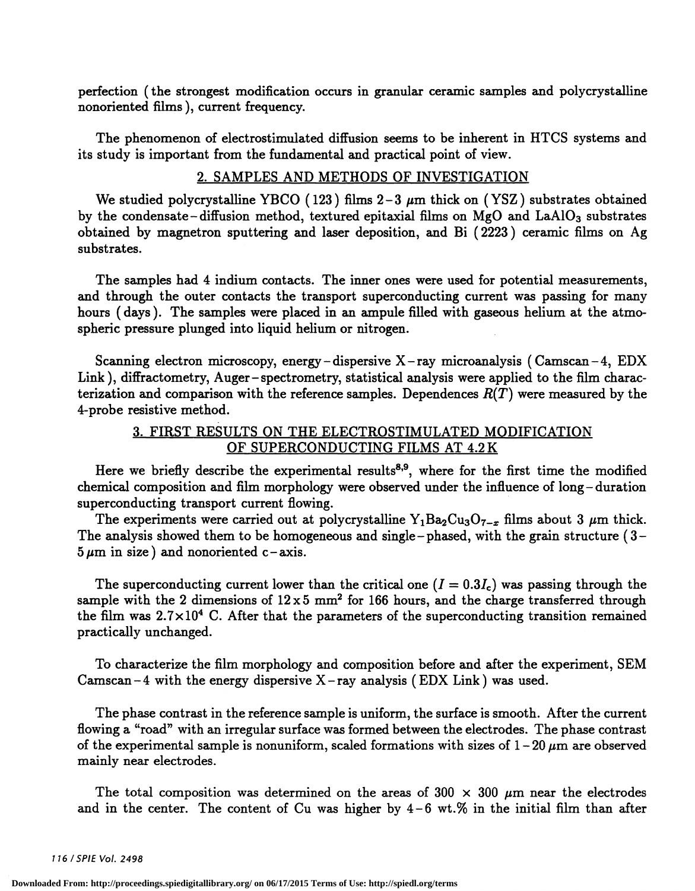perfection (the strongest modification occurs in granular ceramic samples and polycrystalline nonoriented films), current frequency.

The phenomenon of electrostimulated diffusion seems to be inherent in HTCS systems and its study is important from the fundamental and practical point of view.

## 2. SAMPLES AND METHODS OF INVESTIGATION

We studied polycrystalline YBCO (123) films 2–3 $\mu$m thick on (YSZ) substrates obtained by the condensate–diffusion method, textured epitaxial films on MgO and $LaAlO_3$ substrates obtained by magnetron sputtering and laser deposition, and Bi (2223) ceramic films on Ag substrates.

The samples had 4 indium contacts. The inner ones were used for potential measurements, and through the outer contacts the transport superconducting current was passing for many hours (days). The samples were placed in an ampule filled with gaseous helium at the atmospheric pressure plunged into liquid helium or nitrogen.

Scanning electron microscopy, energy–dispersive X–ray microanalysis (Camscan–4, EDX Link), diffractometry, Auger–spectrometry, statistical analysis were applied to the film characterization and comparison with the reference samples. Dependences $R(T)$ were measured by the 4-probe resistive method.

## 3. FIRST RESULTS ON THE ELECTROSTIMULATED MODIFICATION OF SUPERCONDUCTING FILMS AT 4.2 K

Here we briefly describe the experimental results[8,9], where for the first time the modified chemical composition and film morphology were observed under the influence of long–duration superconducting transport current flowing.

The experiments were carried out at polycrystalline $Y_1Ba_2Cu_3O_{7-x}$ films about 3 $\mu$m thick. The analysis showed them to be homogeneous and single–phased, with the grain structure (3–5 $\mu$m in size) and nonoriented c–axis.

The superconducting current lower than the critical one ($I = 0.3 I_c$) was passing through the sample with the 2 dimensions of 12 x 5 mm$^2$ for 166 hours, and the charge transferred through the film was $2.7 \times 10^4$ C. After that the parameters of the superconducting transition remained practically unchanged.

To characterize the film morphology and composition before and after the experiment, SEM Camscan–4 with the energy dispersive X–ray analysis (EDX Link) was used.

The phase contrast in the reference sample is uniform, the surface is smooth. After the current flowing a "road" with an irregular surface was formed between the electrodes. The phase contrast of the experimental sample is nonuniform, scaled formations with sizes of 1–20 $\mu$m are observed mainly near electrodes.

The total composition was determined on the areas of 300 $\times$ 300 $\mu$m near the electrodes and in the center. The content of Cu was higher by 4–6 wt.% in the initial film than after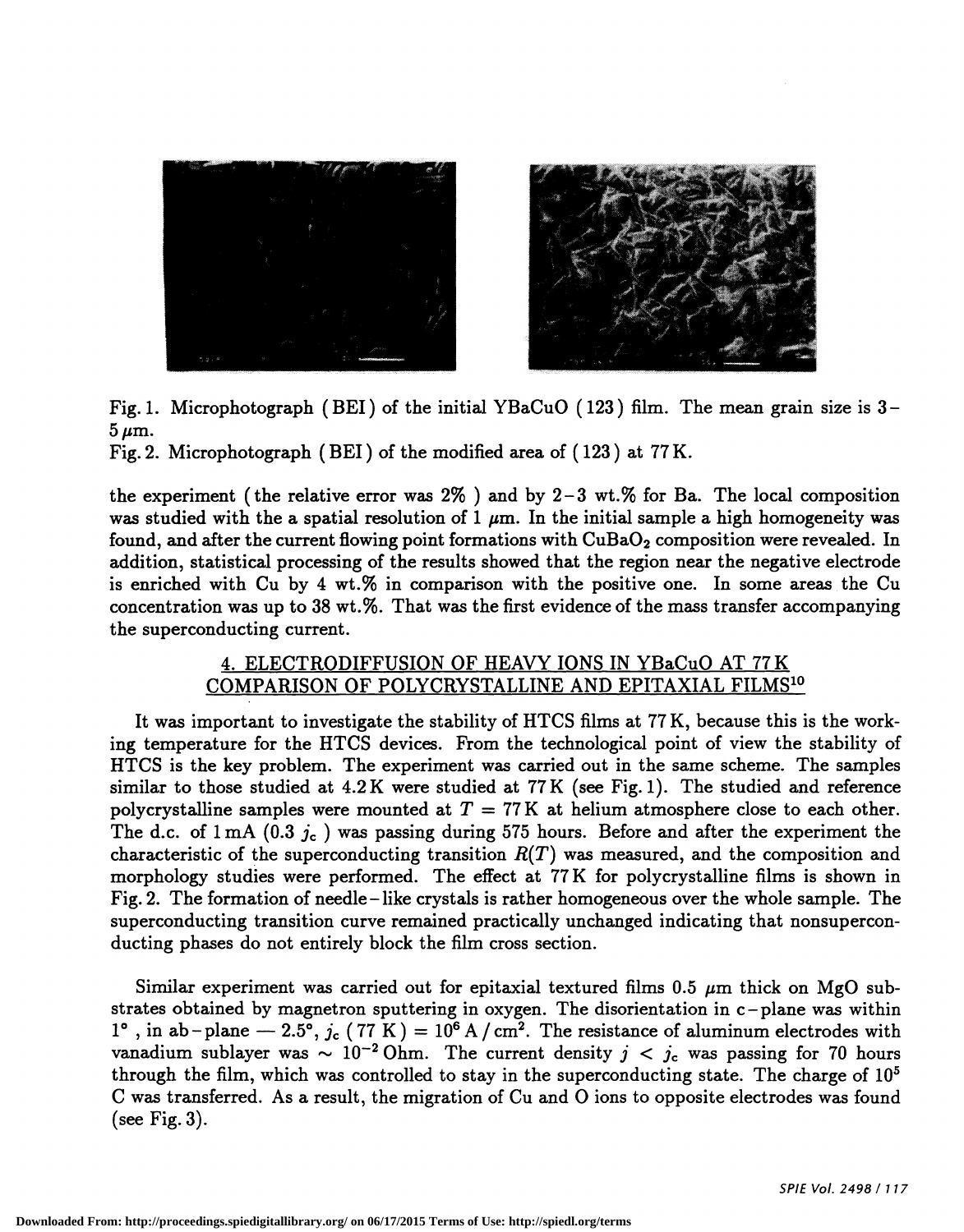Fig. 1. Microphotograph (BEI) of the initial YBaCuO (123) film. The mean grain size is 3–5 $\mu$m.

Fig. 2. Microphotograph (BEI) of the modified area of (123) at 77 K.

the experiment (the relative error was 2%) and by 2–3 wt.% for Ba. The local composition was studied with the a spatial resolution of 1 $\mu$m. In the initial sample a high homogeneity was found, and after the current flowing point formations with $CuBaO_2$ composition were revealed. In addition, statistical processing of the results showed that the region near the negative electrode is enriched with Cu by 4 wt.% in comparison with the positive one. In some areas the Cu concentration was up to 38 wt.%. That was the first evidence of the mass transfer accompanying the superconducting current.

## 4. ELECTRODIFFUSION OF HEAVY IONS IN YBaCuO AT 77 K COMPARISON OF POLYCRYSTALLINE AND EPITAXIAL FILMS[10]

It was important to investigate the stability of HTCS films at 77 K, because this is the working temperature for the HTCS devices. From the technological point of view the stability of HTCS is the key problem. The experiment was carried out in the same scheme. The samples similar to those studied at 4.2 K were studied at 77 K (see Fig. 1). The studied and reference polycrystalline samples were mounted at $T = 77$ K at helium atmosphere close to each other. The d.c. of 1 mA (0.3 $j_c$) was passing during 575 hours. Before and after the experiment the characteristic of the superconducting transition $R(T)$ was measured, and the composition and morphology studies were performed. The effect at 77 K for polycrystalline films is shown in Fig. 2. The formation of needle-like crystals is rather homogeneous over the whole sample. The superconducting transition curve remained practically unchanged indicating that nonsuperconducting phases do not entirely block the film cross section.

Similar experiment was carried out for epitaxial textured films 0.5 $\mu$m thick on MgO substrates obtained by magnetron sputtering in oxygen. The disorientation in c-plane was within 1°, in ab-plane — 2.5°, $j_c$ (77 K) $= 10^6$ A/cm$^2$. The resistance of aluminum electrodes with vanadium sublayer was $\sim 10^{-2}$ Ohm. The current density $j < j_c$ was passing for 70 hours through the film, which was controlled to stay in the superconducting state. The charge of $10^5$ C was transferred. As a result, the migration of Cu and O ions to opposite electrodes was found (see Fig. 3).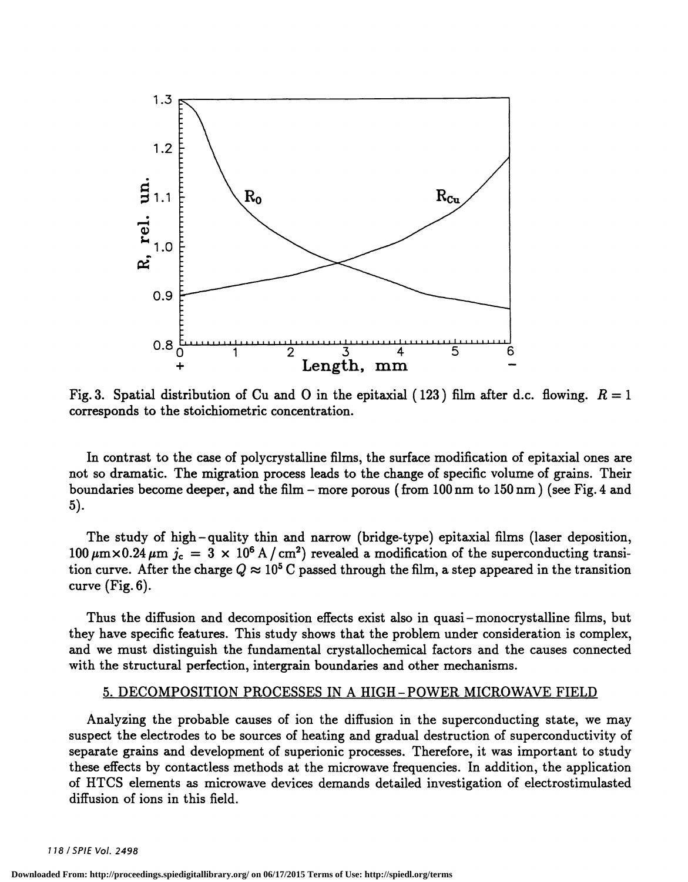Fig. 3. Spatial distribution of Cu and O in the epitaxial (123) film after d.c. flowing. $R = 1$ corresponds to the stoichiometric concentration.

In contrast to the case of polycrystalline films, the surface modification of epitaxial ones are not so dramatic. The migration process leads to the change of specific volume of grains. Their boundaries become deeper, and the film – more porous (from 100 nm to 150 nm) (see Fig. 4 and 5).

The study of high-quality thin and narrow (bridge-type) epitaxial films (laser deposition, $100\,\mu\text{m} \times 0.24\,\mu\text{m}$ $j_c = 3 \times 10^6\,\text{A}/\text{cm}^2$) revealed a modification of the superconducting transition curve. After the charge $Q \approx 10^5$ C passed through the film, a step appeared in the transition curve (Fig. 6).

Thus the diffusion and decomposition effects exist also in quasi-monocrystalline films, but they have specific features. This study shows that the problem under consideration is complex, and we must distinguish the fundamental crystallochemical factors and the causes connected with the structural perfection, intergrain boundaries and other mechanisms.

## 5. DECOMPOSITION PROCESSES IN A HIGH-POWER MICROWAVE FIELD

Analyzing the probable causes of ion the diffusion in the superconducting state, we may suspect the electrodes to be sources of heating and gradual destruction of superconductivity of separate grains and development of superionic processes. Therefore, it was important to study these effects by contactless methods at the microwave frequencies. In addition, the application of HTCS elements as microwave devices demands detailed investigation of electrostimulasted diffusion of ions in this field.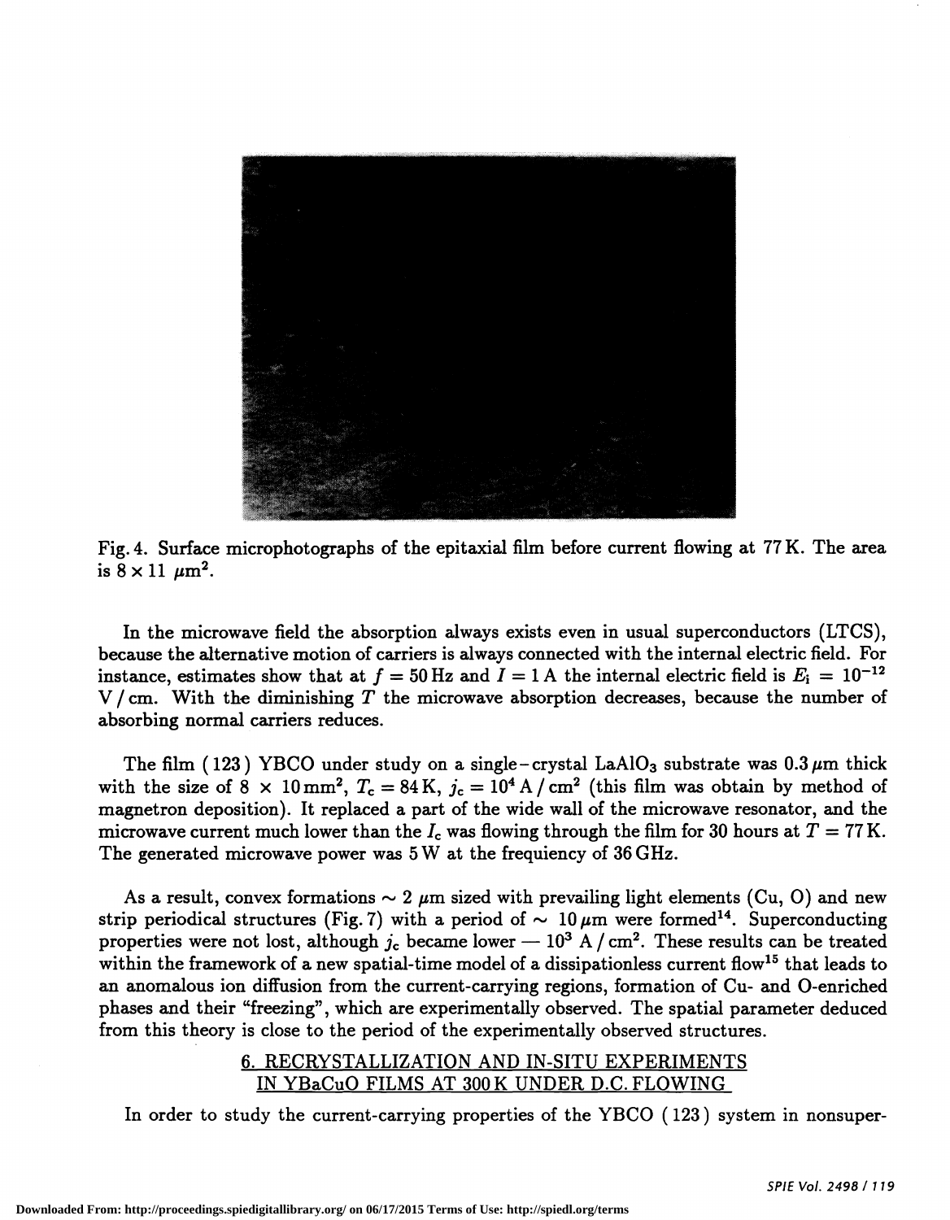Fig. 4. Surface microphotographs of the epitaxial film before current flowing at 77 K. The area is $8 \times 11\ \mu m^2$.

In the microwave field the absorption always exists even in usual superconductors (LTCS), because the alternative motion of carriers is always connected with the internal electric field. For instance, estimates show that at $f = 50$ Hz and $I = 1$ A the internal electric field is $E_i = 10^{-12}$ V / cm. With the diminishing $T$ the microwave absorption decreases, because the number of absorbing normal carriers reduces.

The film ( 123 ) YBCO under study on a single-crystal $LaAlO_3$ substrate was $0.3\,\mu m$ thick with the size of $8 \times 10\,mm^2$, $T_c = 84$ K, $j_c = 10^4$ A / cm$^2$ (this film was obtain by method of magnetron deposition). It replaced a part of the wide wall of the microwave resonator, and the microwave current much lower than the $I_c$ was flowing through the film for 30 hours at $T = 77$ K. The generated microwave power was 5 W at the frequiency of 36 GHz.

As a result, convex formations $\sim 2\ \mu m$ sized with prevailing light elements (Cu, O) and new strip periodical structures (Fig. 7) with a period of $\sim 10\,\mu m$ were formed[14]. Superconducting properties were not lost, although $j_c$ became lower — $10^3$ A / cm$^2$. These results can be treated within the framework of a new spatial-time model of a dissipationless current flow[15] that leads to an anomalous ion diffusion from the current-carrying regions, formation of Cu- and O-enriched phases and their "freezing", which are experimentally observed. The spatial parameter deduced from this theory is close to the period of the experimentally observed structures.

## 6. RECRYSTALLIZATION AND IN-SITU EXPERIMENTS IN YBaCuO FILMS AT 300 K UNDER D.C. FLOWING

In order to study the current-carrying properties of the YBCO ( 123 ) system in nonsuper-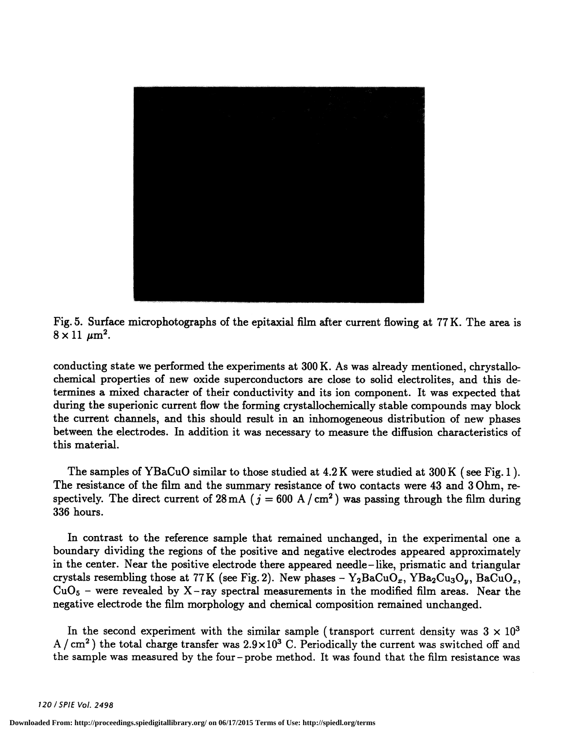Fig. 5. Surface microphotographs of the epitaxial film after current flowing at 77 K. The area is $8 \times 11\ \mu m^2$.

conducting state we performed the experiments at 300 K. As was already mentioned, chrystallochemical properties of new oxide superconductors are close to solid electrolites, and this determines a mixed character of their conductivity and its ion component. It was expected that during the superionic current flow the forming crystallochemically stable compounds may block the current channels, and this should result in an inhomogeneous distribution of new phases between the electrodes. In addition it was necessary to measure the diffusion characteristics of this material.

The samples of YBaCuO similar to those studied at 4.2 K were studied at 300 K (see Fig. 1). The resistance of the film and the summary resistance of two contacts were 43 and 3 Ohm, respectively. The direct current of 28 mA ($j = 600$ A / cm$^2$) was passing through the film during 336 hours.

In contrast to the reference sample that remained unchanged, in the experimental one a boundary dividing the regions of the positive and negative electrodes appeared approximately in the center. Near the positive electrode there appeared needle-like, prismatic and triangular crystals resembling those at 77 K (see Fig. 2). New phases – $Y_2BaCuO_x$, $YBa_2Cu_3O_y$, $BaCuO_z$, $CuO_5$ – were revealed by X-ray spectral measurements in the modified film areas. Near the negative electrode the film morphology and chemical composition remained unchanged.

In the second experiment with the similar sample (transport current density was $3 \times 10^3$ A / cm$^2$) the total charge transfer was $2.9 \times 10^3$ C. Periodically the current was switched off and the sample was measured by the four-probe method. It was found that the film resistance was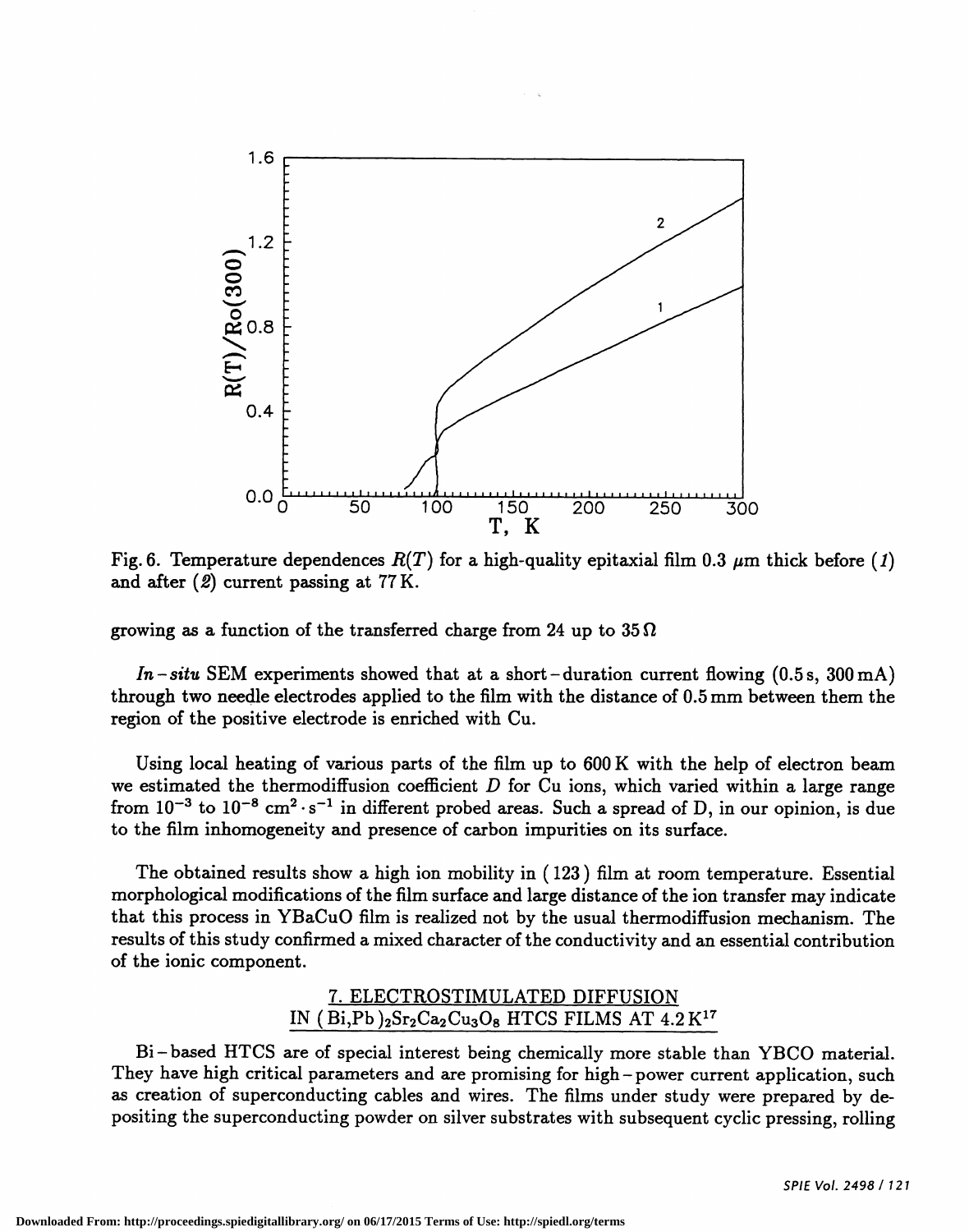Fig. 6. Temperature dependences $R(T)$ for a high-quality epitaxial film 0.3 $\mu$m thick before (*1*) and after (*2*) current passing at 77 K.

growing as a function of the transferred charge from 24 up to 35 $\Omega$

*In-situ* SEM experiments showed that at a short-duration current flowing (0.5 s, 300 mA) through two needle electrodes applied to the film with the distance of 0.5 mm between them the region of the positive electrode is enriched with Cu.

Using local heating of various parts of the film up to 600 K with the help of electron beam we estimated the thermodiffusion coefficient $D$ for Cu ions, which varied within a large range from $10^{-3}$ to $10^{-8}$ $cm^2 \cdot s^{-1}$ in different probed areas. Such a spread of D, in our opinion, is due to the film inhomogeneity and presence of carbon impurities on its surface.

The obtained results show a high ion mobility in (123) film at room temperature. Essential morphological modifications of the film surface and large distance of the ion transfer may indicate that this process in YBaCuO film is realized not by the usual thermodiffusion mechanism. The results of this study confirmed a mixed character of the conductivity and an essential contribution of the ionic component.

## 7. ELECTROSTIMULATED DIFFUSION IN $(Bi,Pb)_2Sr_2Ca_2Cu_3O_8$ HTCS FILMS AT 4.2 K[17]

Bi-based HTCS are of special interest being chemically more stable than YBCO material. They have high critical parameters and are promising for high-power current application, such as creation of superconducting cables and wires. The films under study were prepared by depositing the superconducting powder on silver substrates with subsequent cyclic pressing, rolling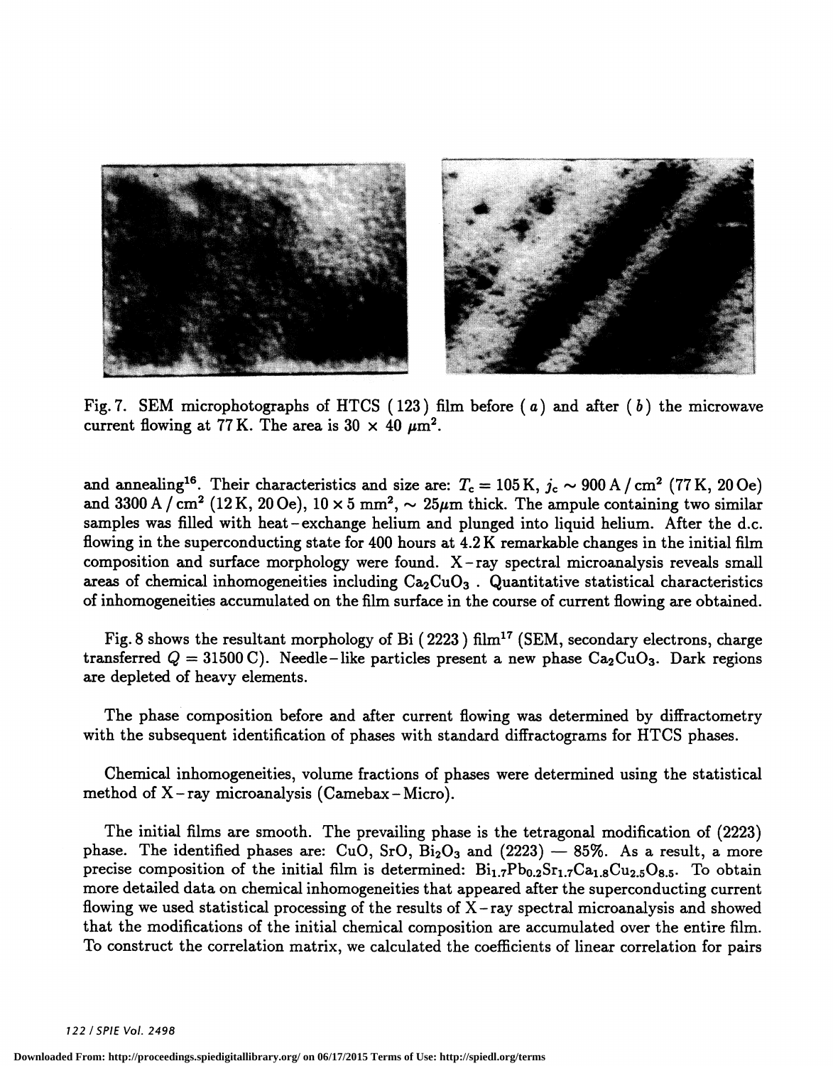Fig. 7. SEM microphotographs of HTCS (123) film before (*a*) and after (*b*) the microwave current flowing at 77 K. The area is $30 \times 40\ \mu m^2$.

and annealing[16]. Their characteristics and size are: $T_c = 105$ K, $j_c \sim 900$ A / cm$^2$ (77 K, 20 Oe) and 3300 A / cm$^2$ (12 K, 20 Oe), $10 \times 5$ mm$^2$, $\sim 25 \mu$m thick. The ampule containing two similar samples was filled with heat-exchange helium and plunged into liquid helium. After the d.c. flowing in the superconducting state for 400 hours at 4.2 K remarkable changes in the initial film composition and surface morphology were found. X-ray spectral microanalysis reveals small areas of chemical inhomogeneities including $Ca_2CuO_3$. Quantitative statistical characteristics of inhomogeneities accumulated on the film surface in the course of current flowing are obtained.

Fig. 8 shows the resultant morphology of Bi (2223) film[17] (SEM, secondary electrons, charge transferred $Q = 31500$ C). Needle-like particles present a new phase $Ca_2CuO_3$. Dark regions are depleted of heavy elements.

The phase composition before and after current flowing was determined by diffractometry with the subsequent identification of phases with standard diffractograms for HTCS phases.

Chemical inhomogeneities, volume fractions of phases were determined using the statistical method of X-ray microanalysis (Camebax-Micro).

The initial films are smooth. The prevailing phase is the tetragonal modification of (2223) phase. The identified phases are: CuO, SrO, $Bi_2O_3$ and (2223) — 85%. As a result, a more precise composition of the initial film is determined: $Bi_{1.7}Pb_{0.2}Sr_{1.7}Ca_{1.8}Cu_{2.5}O_{8.5}$. To obtain more detailed data on chemical inhomogeneities that appeared after the superconducting current flowing we used statistical processing of the results of X-ray spectral microanalysis and showed that the modifications of the initial chemical composition are accumulated over the entire film. To construct the correlation matrix, we calculated the coefficients of linear correlation for pairs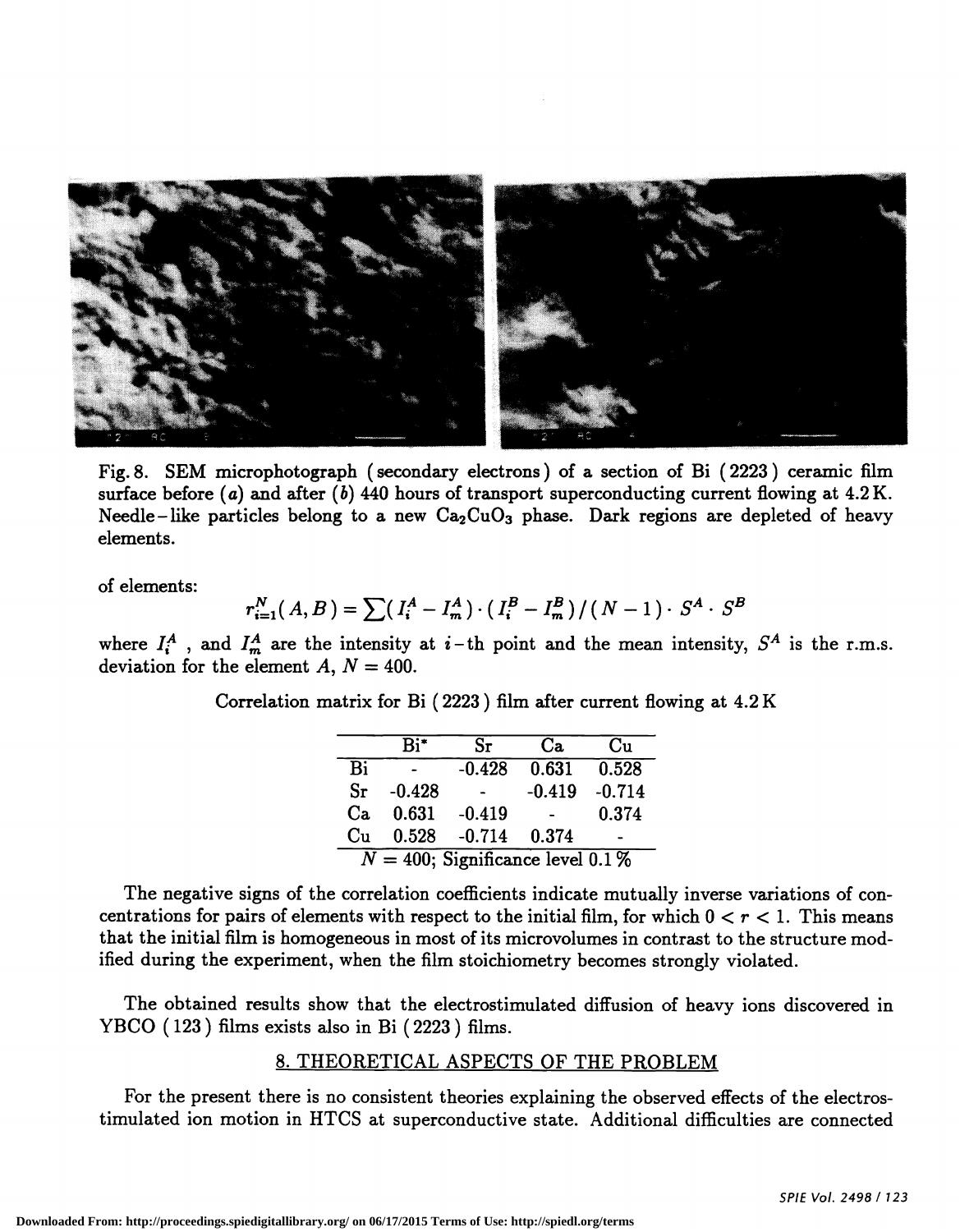Fig. 8. SEM microphotograph (secondary electrons) of a section of Bi (2223) ceramic film surface before (*a*) and after (*b*) 440 hours of transport superconducting current flowing at 4.2 K. Needle-like particles belong to a new $Ca_2CuO_3$ phase. Dark regions are depleted of heavy elements.

of elements:

$$r_{i=1}^{N}(A,B) = \sum (I_i^A - I_m^A) \cdot (I_i^B - I_m^B) / (N-1) \cdot S^A \cdot S^B$$

where $I_i^A$, and $I_m^A$ are the intensity at $i$-th point and the mean intensity, $S^A$ is the r.m.s. deviation for the element $A$, $N = 400$.

Correlation matrix for Bi (2223) film after current flowing at 4.2 K

| | Bi* | Sr | Ca | Cu |
|---|---|---|---|---|
| Bi | - | -0.428 | 0.631 | 0.528 |
| Sr | -0.428 | - | -0.419 | -0.714 |
| Ca | 0.631 | -0.419 | - | 0.374 |
| Cu | 0.528 | -0.714 | 0.374 | - |
| $N = 400$; Significance level 0.1 % | | | | |

The negative signs of the correlation coefficients indicate mutually inverse variations of concentrations for pairs of elements with respect to the initial film, for which $0 < r < 1$. This means that the initial film is homogeneous in most of its microvolumes in contrast to the structure modified during the experiment, when the film stoichiometry becomes strongly violated.

The obtained results show that the electrostimulated diffusion of heavy ions discovered in YBCO (123) films exists also in Bi (2223) films.

## 8. THEORETICAL ASPECTS OF THE PROBLEM

For the present there is no consistent theories explaining the observed effects of the electrostimulated ion motion in HTCS at superconductive state. Additional difficulties are connected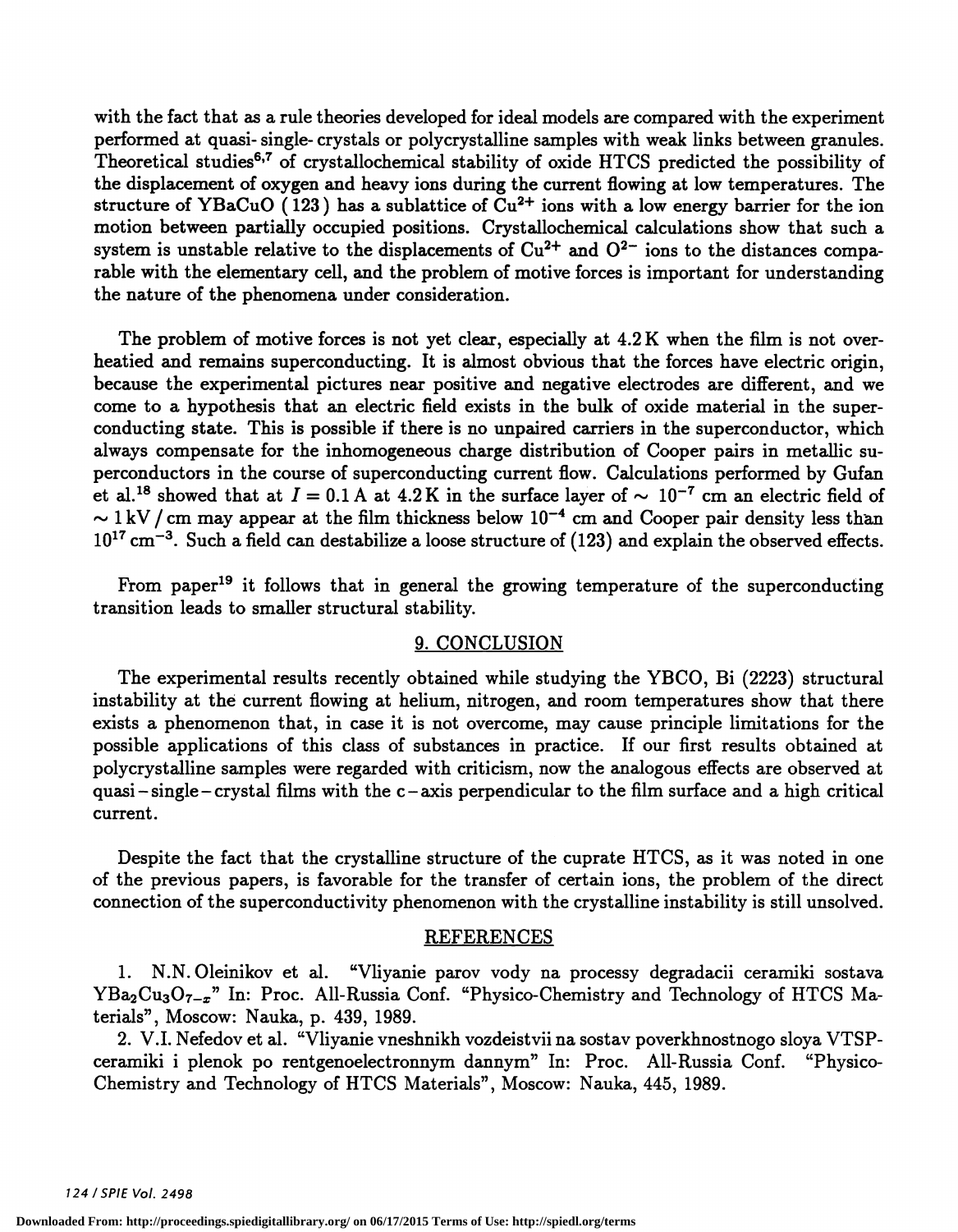with the fact that as a rule theories developed for ideal models are compared with the experiment performed at quasi- single- crystals or polycrystalline samples with weak links between granules. Theoretical studies[6,7] of crystallochemical stability of oxide HTCS predicted the possibility of the displacement of oxygen and heavy ions during the current flowing at low temperatures. The structure of YBaCuO (123) has a sublattice of $Cu^{2+}$ ions with a low energy barrier for the ion motion between partially occupied positions. Crystallochemical calculations show that such a system is unstable relative to the displacements of $Cu^{2+}$ and $O^{2-}$ ions to the distances comparable with the elementary cell, and the problem of motive forces is important for understanding the nature of the phenomena under consideration.

The problem of motive forces is not yet clear, especially at 4.2 K when the film is not overheatied and remains superconducting. It is almost obvious that the forces have electric origin, because the experimental pictures near positive and negative electrodes are different, and we come to a hypothesis that an electric field exists in the bulk of oxide material in the superconducting state. This is possible if there is no unpaired carriers in the superconductor, which always compensate for the inhomogeneous charge distribution of Cooper pairs in metallic superconductors in the course of superconducting current flow. Calculations performed by Gufan et al.[18] showed that at $I = 0.1$ A at 4.2 K in the surface layer of $\sim 10^{-7}$ cm an electric field of $\sim 1$ kV / cm may appear at the film thickness below $10^{-4}$ cm and Cooper pair density less than $10^{17}$ cm$^{-3}$. Such a field can destabilize a loose structure of (123) and explain the observed effects.

From paper[19] it follows that in general the growing temperature of the superconducting transition leads to smaller structural stability.

## 9. CONCLUSION

The experimental results recently obtained while studying the YBCO, Bi (2223) structural instability at the current flowing at helium, nitrogen, and room temperatures show that there exists a phenomenon that, in case it is not overcome, may cause principle limitations for the possible applications of this class of substances in practice. If our first results obtained at polycrystalline samples were regarded with criticism, now the analogous effects are observed at quasi – single – crystal films with the c – axis perpendicular to the film surface and a high critical current.

Despite the fact that the crystalline structure of the cuprate HTCS, as it was noted in one of the previous papers, is favorable for the transfer of certain ions, the problem of the direct connection of the superconductivity phenomenon with the crystalline instability is still unsolved.

## REFERENCES

1. N.N. Oleinikov et al. "Vliyanie parov vody na processy degradacii ceramiki sostava $YBa_2Cu_3O_{7-x}$" In: Proc. All-Russia Conf. "Physico-Chemistry and Technology of HTCS Materials", Moscow: Nauka, p. 439, 1989.
2. V.I. Nefedov et al. "Vliyanie vneshnikh vozdeistvii na sostav poverkhnostnogo sloya VTSP-ceramiki i plenok po rentgenoelectronnym dannym" In: Proc. All-Russia Conf. "Physico-Chemistry and Technology of HTCS Materials", Moscow: Nauka, 445, 1989.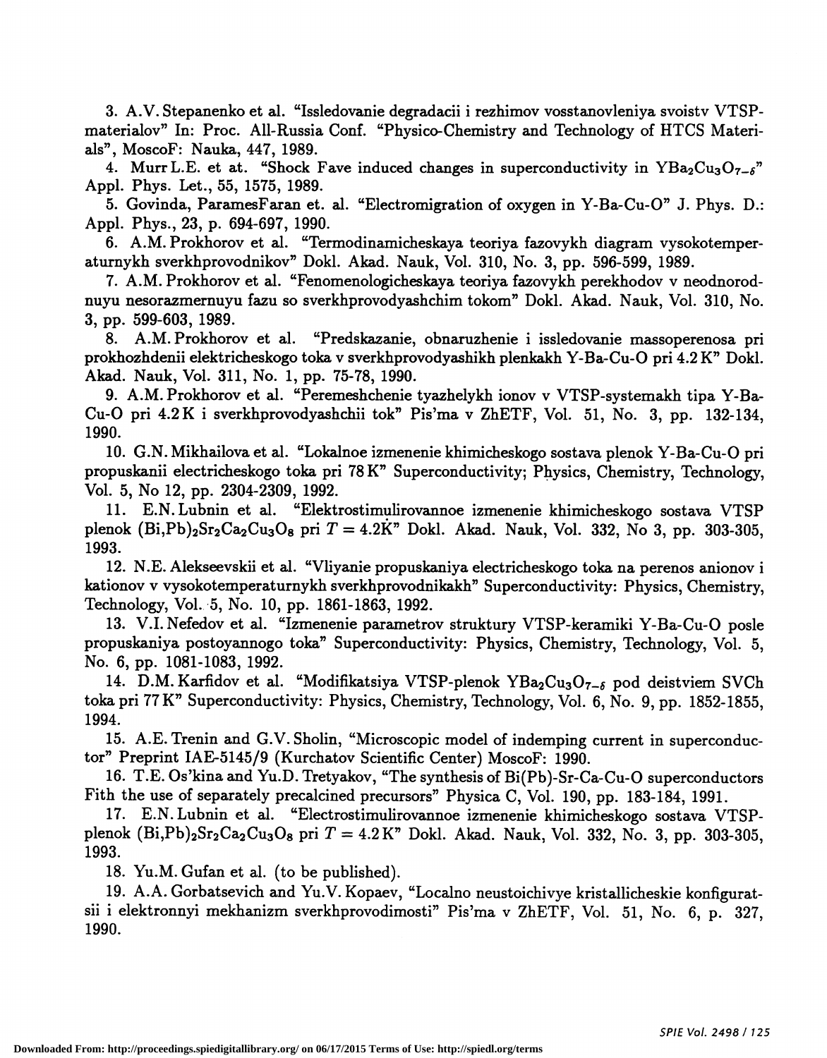3. A.V. Stepanenko et al. "Issledovanie degradacii i rezhimov vosstanovleniya svoistv VTSP-materialov" In: Proc. All-Russia Conf. "Physico-Chemistry and Technology of HTCS Materials", MoscoF: Nauka, 447, 1989.

4. Murr L.E. et at. "Shock Fave induced changes in superconductivity in $YBa_2Cu_3O_{7-\delta}$" Appl. Phys. Let., 55, 1575, 1989.

5. Govinda, ParamesFaran et. al. "Electromigration of oxygen in Y-Ba-Cu-O" J. Phys. D.: Appl. Phys., 23, p. 694-697, 1990.

6. A.M. Prokhorov et al. "Termodinamicheskaya teoriya fazovykh diagram vysokotemperaturnykh sverkhprovodnikov" Dokl. Akad. Nauk, Vol. 310, No. 3, pp. 596-599, 1989.

7. A.M. Prokhorov et al. "Fenomenologicheskaya teoriya fazovykh perekhodov v neodnorodnuyu nesorazmernuyu fazu so sverkhprovodyashchim tokom" Dokl. Akad. Nauk, Vol. 310, No. 3, pp. 599-603, 1989.

8. A.M. Prokhorov et al. "Predskazanie, obnaruzhenie i issledovanie massoperenosa pri prokhozhdenii elektricheskogo toka v sverkhprovodyashikh plenkakh Y-Ba-Cu-O pri 4.2 K" Dokl. Akad. Nauk, Vol. 311, No. 1, pp. 75-78, 1990.

9. A.M. Prokhorov et al. "Peremeshchenie tyazhelykh ionov v VTSP-systemakh tipa Y-Ba-Cu-O pri 4.2 K i sverkhprovodyashchii tok" Pis'ma v ZhETF, Vol. 51, No. 3, pp. 132-134, 1990.

10. G.N. Mikhailova et al. "Lokalnoe izmenenie khimicheskogo sostava plenok Y-Ba-Cu-O pri propuskanii electricheskogo toka pri 78 K" Superconductivity; Physics, Chemistry, Technology, Vol. 5, No 12, pp. 2304-2309, 1992.

11. E.N. Lubnin et al. "Elektrostimulirovannoe izmenenie khimicheskogo sostava VTSP plenok $(Bi,Pb)_2Sr_2Ca_2Cu_3O_8$ pri $T = 4.2K$" Dokl. Akad. Nauk, Vol. 332, No 3, pp. 303-305, 1993.

12. N.E. Alekseevskii et al. "Vliyanie propuskaniya electricheskogo toka na perenos anionov i kationov v vysokotemperaturnykh sverkhprovodnikakh" Superconductivity: Physics, Chemistry, Technology, Vol. 5, No. 10, pp. 1861-1863, 1992.

13. V.I. Nefedov et al. "Izmenenie parametrov struktury VTSP-keramiki Y-Ba-Cu-O posle propuskaniya postoyannogo toka" Superconductivity: Physics, Chemistry, Technology, Vol. 5, No. 6, pp. 1081-1083, 1992.

14. D.M. Karfidov et al. "Modifikatsiya VTSP-plenok $YBa_2Cu_3O_{7-\delta}$ pod deistviem SVCh toka pri 77 K" Superconductivity: Physics, Chemistry, Technology, Vol. 6, No. 9, pp. 1852-1855, 1994.

15. A.E. Trenin and G.V. Sholin, "Microscopic model of indemping current in superconductor" Preprint IAE-5145/9 (Kurchatov Scientific Center) MoscoF: 1990.

16. T.E. Os'kina and Yu.D. Tretyakov, "The synthesis of Bi(Pb)-Sr-Ca-Cu-O superconductors Fith the use of separately precalcined precursors" Physica C, Vol. 190, pp. 183-184, 1991.

17. E.N. Lubnin et al. "Electrostimulirovannoe izmenenie khimicheskogo sostava VTSP-plenok $(Bi,Pb)_2Sr_2Ca_2Cu_3O_8$ pri $T = 4.2$ K" Dokl. Akad. Nauk, Vol. 332, No. 3, pp. 303-305, 1993.

18. Yu.M. Gufan et al. (to be published).

19. A.A. Gorbatsevich and Yu.V. Kopaev, "Localno neustoichivye kristallicheskie konfiguratsii i elektronnyi mekhanizm sverkhprovodimosti" Pis'ma v ZhETF, Vol. 51, No. 6, p. 327, 1990.